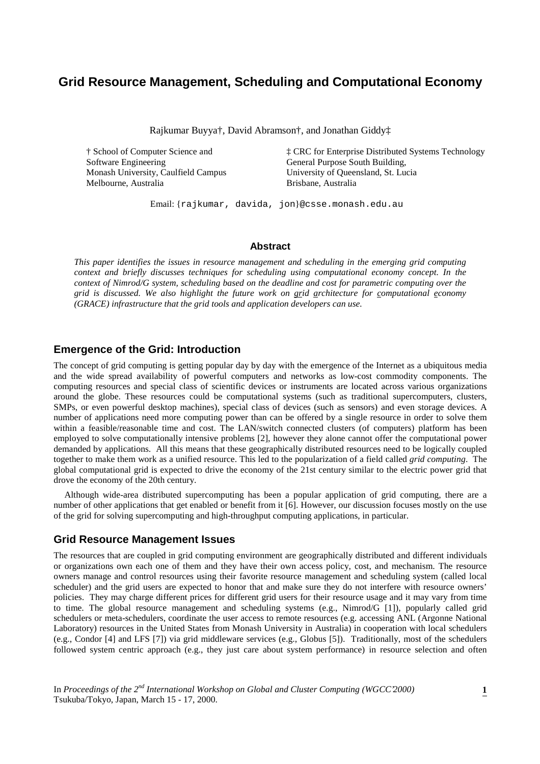# Grid Resource Management, Scheduling and Computational Economy

Rajkumar Buyya†, David Abramson†, and Jonathan Giddy‡

† School of Computer Science and Software Engineering
Monash University, Caulfield Campus
Melbourne, Australia

‡ CRC for Enterprise Distributed Systems Technology
General Purpose South Building,
University of Queensland, St. Lucia
Brisbane, Australia

Email: {rajkumar, davida, jon}@csse.monash.edu.au

## Abstract

*This paper identifies the issues in resource management and scheduling in the emerging grid computing context and briefly discusses techniques for scheduling using computational economy concept. In the context of Nimrod/G system, scheduling based on the deadline and cost for parametric computing over the grid is discussed. We also highlight the future work on grid architecture for computational economy (GRACE) infrastructure that the grid tools and application developers can use.*

## Emergence of the Grid: Introduction

The concept of grid computing is getting popular day by day with the emergence of the Internet as a ubiquitous media and the wide spread availability of powerful computers and networks as low-cost commodity components. The computing resources and special class of scientific devices or instruments are located across various organizations around the globe. These resources could be computational systems (such as traditional supercomputers, clusters, SMPs, or even powerful desktop machines), special class of devices (such as sensors) and even storage devices. A number of applications need more computing power than can be offered by a single resource in order to solve them within a feasible/reasonable time and cost. The LAN/switch connected clusters (of computers) platform has been employed to solve computationally intensive problems [2], however they alone cannot offer the computational power demanded by applications. All this means that these geographically distributed resources need to be logically coupled together to make them work as a unified resource. This led to the popularization of a field called *grid computing*. The global computational grid is expected to drive the economy of the 21st century similar to the electric power grid that drove the economy of the 20th century.

Although wide-area distributed supercomputing has been a popular application of grid computing, there are a number of other applications that get enabled or benefit from it [6]. However, our discussion focuses mostly on the use of the grid for solving supercomputing and high-throughput computing applications, in particular.

## Grid Resource Management Issues

The resources that are coupled in grid computing environment are geographically distributed and different individuals or organizations own each one of them and they have their own access policy, cost, and mechanism. The resource owners manage and control resources using their favorite resource management and scheduling system (called local scheduler) and the grid users are expected to honor that and make sure they do not interfere with resource owners' policies. They may charge different prices for different grid users for their resource usage and it may vary from time to time. The global resource management and scheduling systems (e.g., Nimrod/G [1]), popularly called grid schedulers or meta-schedulers, coordinate the user access to remote resources (e.g. accessing ANL (Argonne National Laboratory) resources in the United States from Monash University in Australia) in cooperation with local schedulers (e.g., Condor [4] and LFS [7]) via grid middleware services (e.g., Globus [5]). Traditionally, most of the schedulers followed system centric approach (e.g., they just care about system performance) in resource selection and often

In *Proceedings of the 2nd International Workshop on Global and Cluster Computing (WGCC'2000)*
Tsukuba/Tokyo, Japan, March 15 - 17, 2000.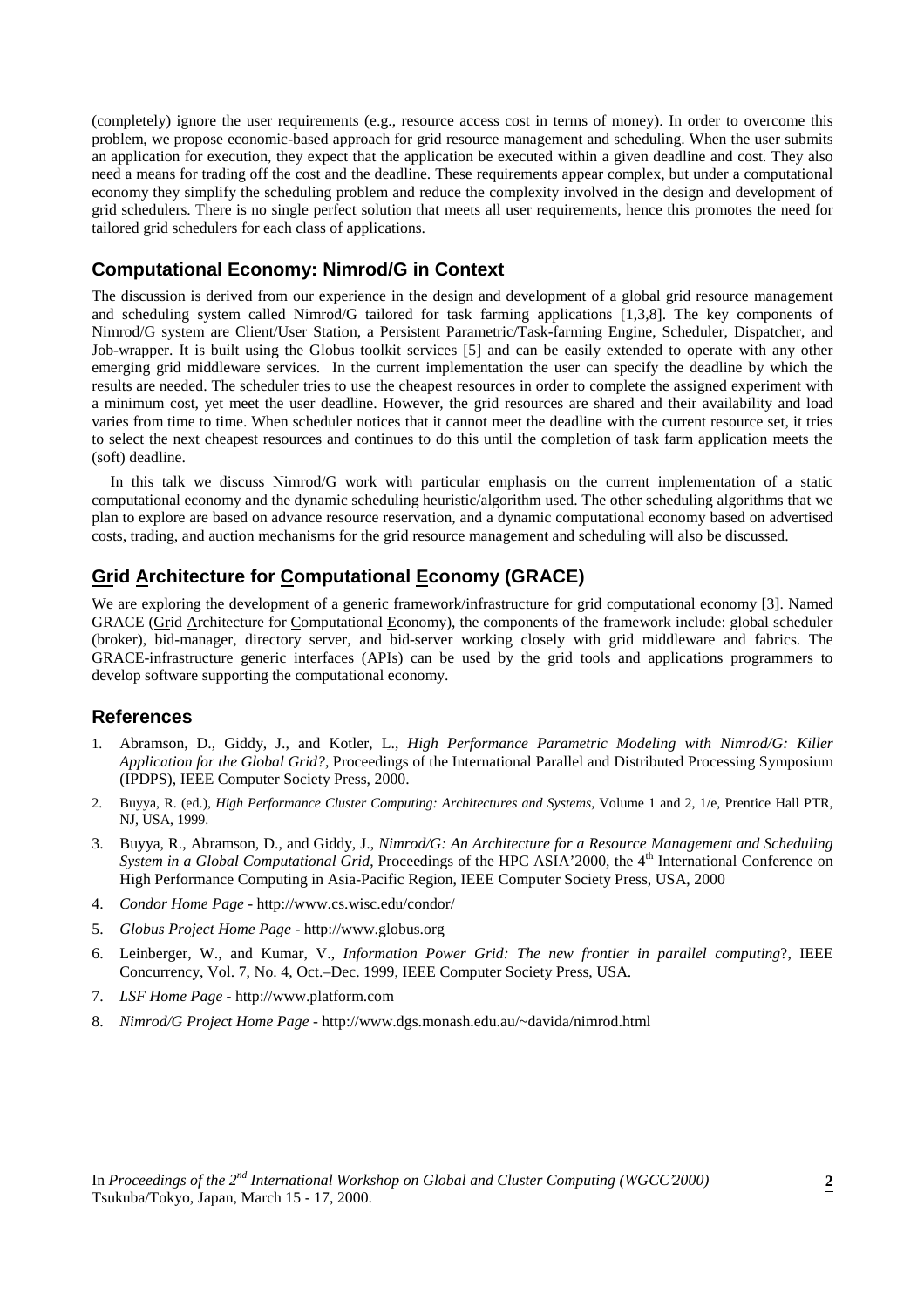(completely) ignore the user requirements (e.g., resource access cost in terms of money). In order to overcome this problem, we propose economic-based approach for grid resource management and scheduling. When the user submits an application for execution, they expect that the application be executed within a given deadline and cost. They also need a means for trading off the cost and the deadline. These requirements appear complex, but under a computational economy they simplify the scheduling problem and reduce the complexity involved in the design and development of grid schedulers. There is no single perfect solution that meets all user requirements, hence this promotes the need for tailored grid schedulers for each class of applications.

## Computational Economy: Nimrod/G in Context

The discussion is derived from our experience in the design and development of a global grid resource management and scheduling system called Nimrod/G tailored for task farming applications [1,3,8]. The key components of Nimrod/G system are Client/User Station, a Persistent Parametric/Task-farming Engine, Scheduler, Dispatcher, and Job-wrapper. It is built using the Globus toolkit services [5] and can be easily extended to operate with any other emerging grid middleware services. In the current implementation the user can specify the deadline by which the results are needed. The scheduler tries to use the cheapest resources in order to complete the assigned experiment with a minimum cost, yet meet the user deadline. However, the grid resources are shared and their availability and load varies from time to time. When scheduler notices that it cannot meet the deadline with the current resource set, it tries to select the next cheapest resources and continues to do this until the completion of task farm application meets the (soft) deadline.

In this talk we discuss Nimrod/G work with particular emphasis on the current implementation of a static computational economy and the dynamic scheduling heuristic/algorithm used. The other scheduling algorithms that we plan to explore are based on advance resource reservation, and a dynamic computational economy based on advertised costs, trading, and auction mechanisms for the grid resource management and scheduling will also be discussed.

## Grid Architecture for Computational Economy (GRACE)

We are exploring the development of a generic framework/infrastructure for grid computational economy [3]. Named GRACE (Grid Architecture for Computational Economy), the components of the framework include: global scheduler (broker), bid-manager, directory server, and bid-server working closely with grid middleware and fabrics. The GRACE-infrastructure generic interfaces (APIs) can be used by the grid tools and applications programmers to develop software supporting the computational economy.

## References

1. Abramson, D., Giddy, J., and Kotler, L., *High Performance Parametric Modeling with Nimrod/G: Killer Application for the Global Grid?*, Proceedings of the International Parallel and Distributed Processing Symposium (IPDPS), IEEE Computer Society Press, 2000.
2. Buyya, R. (ed.), *High Performance Cluster Computing: Architectures and Systems*, Volume 1 and 2, 1/e, Prentice Hall PTR, NJ, USA, 1999.
3. Buyya, R., Abramson, D., and Giddy, J., *Nimrod/G: An Architecture for a Resource Management and Scheduling System in a Global Computational Grid*, Proceedings of the HPC ASIA'2000, the 4th International Conference on High Performance Computing in Asia-Pacific Region, IEEE Computer Society Press, USA, 2000
4. *Condor Home Page* - http://www.cs.wisc.edu/condor/
5. *Globus Project Home Page* - http://www.globus.org
6. Leinberger, W., and Kumar, V., *Information Power Grid: The new frontier in parallel computing*?, IEEE Concurrency, Vol. 7, No. 4, Oct.–Dec. 1999, IEEE Computer Society Press, USA.
7. *LSF Home Page* - http://www.platform.com
8. *Nimrod/G Project Home Page* - http://www.dgs.monash.edu.au/~davida/nimrod.html

In *Proceedings of the 2nd International Workshop on Global and Cluster Computing (WGCC'2000)* Tsukuba/Tokyo, Japan, March 15 - 17, 2000.